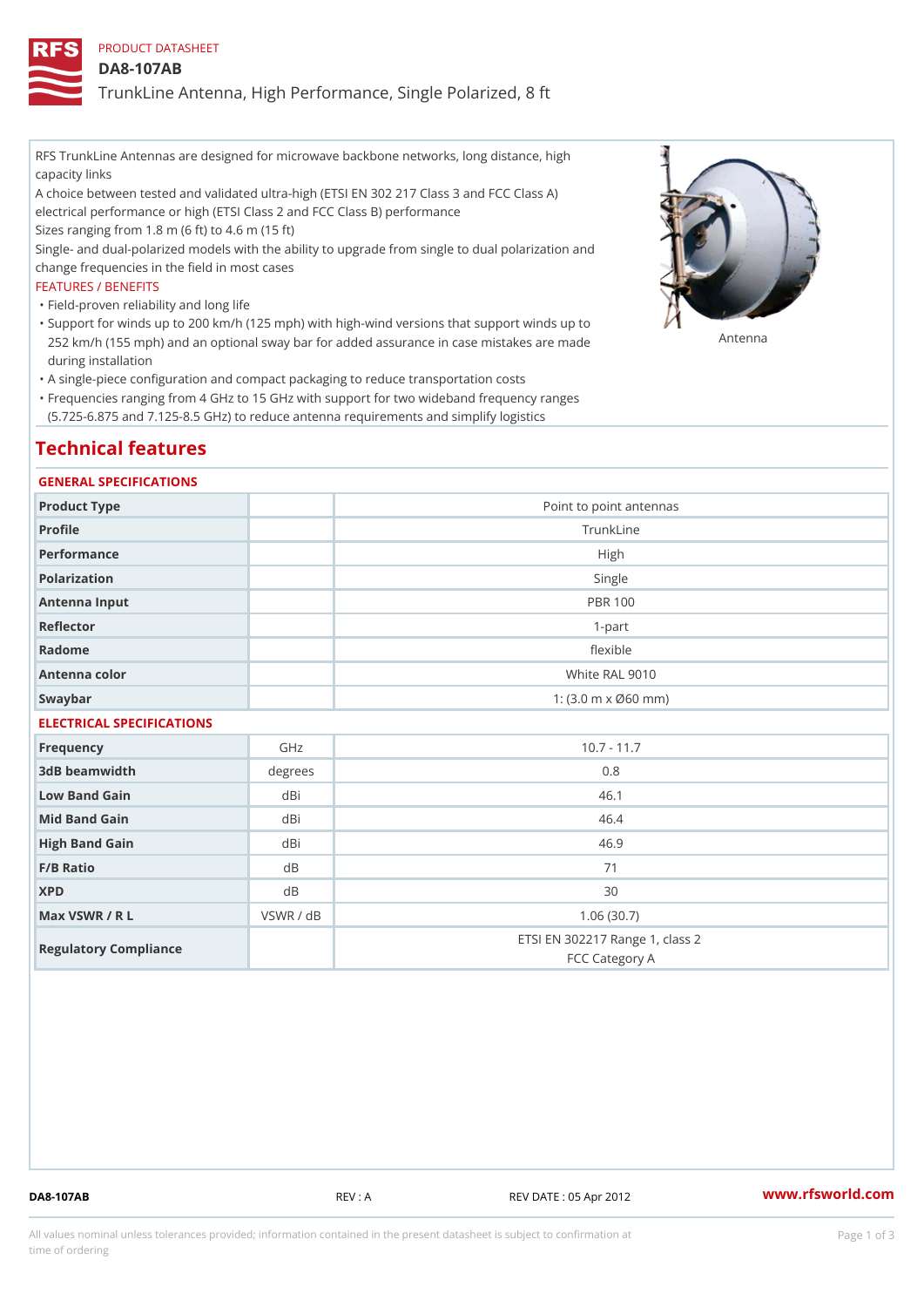PRODUCT DATASHEET

# DA8-107AB

## TrunkLine Antenna, High Performance, Single Polarized, 8 ft

RFS TrunkLine Antennas are designed for microwave backbone networks, long distance, high capacity links

A choice between tested and validated ultra-high (ETSI EN 302 217 Class 3 and FCC Class A) electrical performance or high (ETSI Class 2 and FCC Class B) performance

Sizes ranging from 1.8 m (6 ft) to 4.6 m (15 ft)

Single- and dual-polarized models with the ability to upgrade from single to dual polarization and change frequencies in the field in most cases

FEATURES / BENEFITS

- Field-proven reliability and long life
- Support for winds up to 200 km/h (125 mph) with high-wind versions that support winds up to 252 km/h (155 mph) and an optional sway bar for added assurance in case mistakes are made during installation
- A single-piece configuration and compact packaging to reduce transportation costs
- Frequencies ranging from 4 GHz to 15 GHz with support for two wideband frequency ranges (5.725-6.875 and 7.125-8.5 GHz) to reduce antenna requirements and simplify logistics

Antenna

## Technical features

### GENERAL SPECIFICATIONS

| | | |
|---|---|---|
| Product Type | | Point to point antennas |
| Profile | | TrunkLine |
| Performance | | High |
| Polarization | | Single |
| Antenna Input | | PBR 100 |
| Reflector | | 1-part |
| Radome | | flexible |
| Antenna color | | White RAL 9010 |
| Swaybar | | 1: (3.0 m x Ø60 mm) |

### ELECTRICAL SPECIFICATIONS

| | | |
|---|---|---|
| Frequency | GHz | 10.7 - 11.7 |
| 3dB beamwidth | degrees | 0.8 |
| Low Band Gain | dBi | 46.1 |
| Mid Band Gain | dBi | 46.4 |
| High Band Gain | dBi | 46.9 |
| F/B Ratio | dB | 71 |
| XPD | dB | 30 |
| Max VSWR / R L | VSWR / dB | 1.06 (30.7) |
| Regulatory Compliance | | ETSI EN 302217 Range 1, class 2<br>FCC Category A |

DA8-107AB REV : A REV DATE : 05 Apr 2012 www.rfsworld.com

All values nominal unless tolerances provided; information contained in the present datasheet is subject to confirmation at time of ordering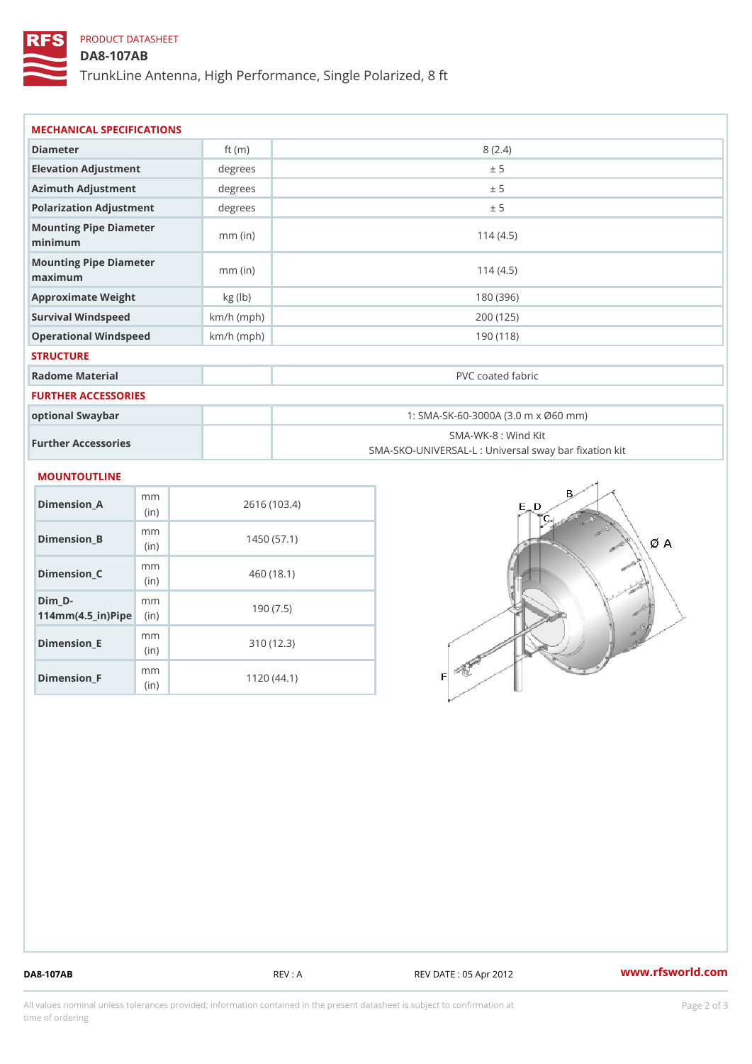PRODUCT DATASHEET

# DA8-107AB

TrunkLine Antenna, High Performance, Single Polarized, 8 ft

## MECHANICAL SPECIFICATIONS

| | | |
|---|---|---|
| Diameter | ft (m) | 8 (2.4) |
| Elevation Adjustment | degrees | ± 5 |
| Azimuth Adjustment | degrees | ± 5 |
| Polarization Adjustment | degrees | ± 5 |
| Mounting Pipe Diameter minimum | mm (in) | 114 (4.5) |
| Mounting Pipe Diameter maximum | mm (in) | 114 (4.5) |
| Approximate Weight | kg (lb) | 180 (396) |
| Survival Windspeed | km/h (mph) | 200 (125) |
| Operational Windspeed | km/h (mph) | 190 (118) |

## STRUCTURE

| | | |
|---|---|---|
| Radome Material | | PVC coated fabric |

## FURTHER ACCESSORIES

| | | |
|---|---|---|
| optional Swaybar | | 1: SMA-SK-60-3000A (3.0 m x Ø60 mm) |
| Further Accessories | | SMA-WK-8 : Wind Kit<br>SMA-SKO-UNIVERSAL-L : Universal sway bar fixation kit |

## MOUNTOUTLINE

| | | |
|---|---|---|
| Dimension_A | mm (in) | 2616 (103.4) |
| Dimension_B | mm (in) | 1450 (57.1) |
| Dimension_C | mm (in) | 460 (18.1) |
| Dim_D-114mm(4.5_in)Pipe | mm (in) | 190 (7.5) |
| Dimension_E | mm (in) | 310 (12.3) |
| Dimension_F | mm (in) | 1120 (44.1) |

DA8-107AB REV : A REV DATE : 05 Apr 2012 www.rfsworld.com

All values nominal unless tolerances provided; information contained in the present datasheet is subject to confirmation at time of ordering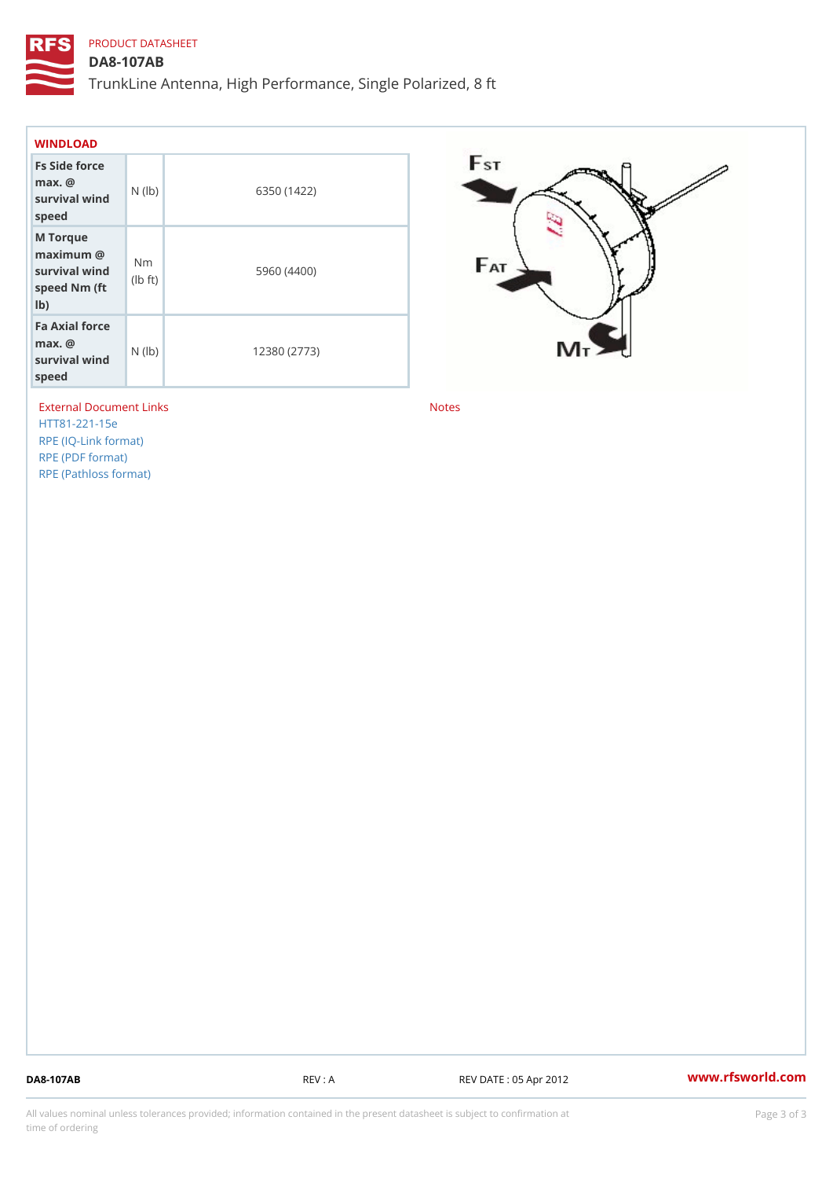PRODUCT DATASHEET

# DA8-107AB

TrunkLine Antenna, High Performance, Single Polarized, 8 ft

## WINDLOAD

| | | |
|---|---|---|
| Fs Side force max. @ survival wind speed | N (lb) | 6350 (1422) |
| M Torque maximum @ survival wind speed Nm (ft lb) | Nm (lb ft) | 5960 (4400) |
| Fa Axial force max. @ survival wind speed | N (lb) | 12380 (2773) |

FST

FAT

MT

External Document Links

HTT81-221-15e

RPE (IQ-Link format)

RPE (PDF format)

RPE (Pathloss format)

Notes

DA8-107AB REV : A REV DATE : 05 Apr 2012 www.rfsworld.com

All values nominal unless tolerances provided; information contained in the present datasheet is subject to confirmation at time of ordering